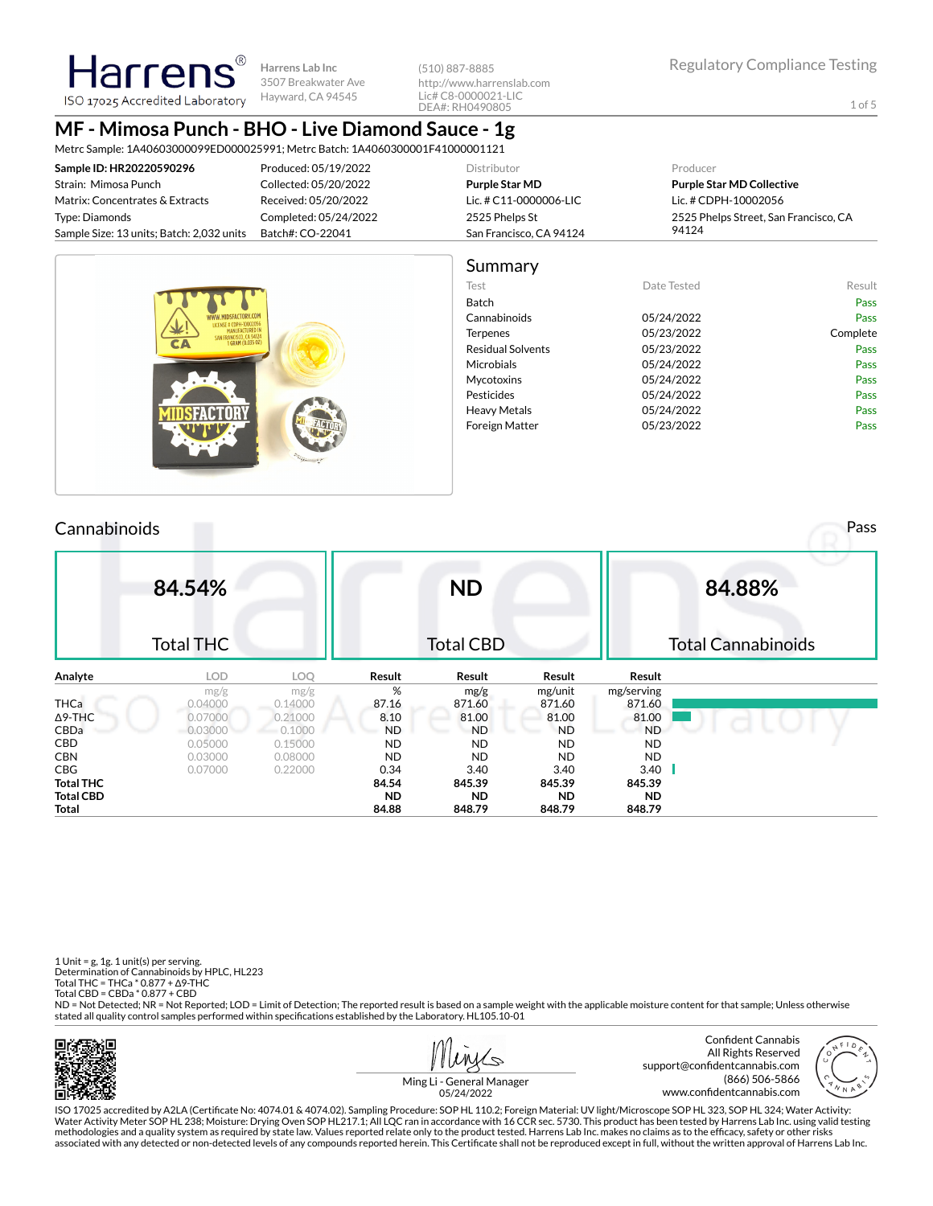Harrens®
ISO 17025 Accredited Laboratory

**Harrens Lab Inc**
3507 Breakwater Ave
Hayward, CA 94545

(510) 887-8885
http://www.harrenslab.com
Lic# C8-0000021-LIC
DEA#: RH0490805

Regulatory Compliance Testing

# MF - Mimosa Punch - BHO - Live Diamond Sauce - 1g

Metrc Sample: 1A40603000099ED000025991; Metrc Batch: 1A4060300001F41000001121

| | | Distributor | Producer |
|---|---|---|---|
| **Sample ID: HR20220590296** | Produced: 05/19/2022 | **Purple Star MD** | **Purple Star MD Collective** |
| Strain: Mimosa Punch | Collected: 05/20/2022 | Lic. # C11-0000006-LIC | Lic. # CDPH-10002056 |
| Matrix: Concentrates & Extracts | Received: 05/20/2022 | 2525 Phelps St | 2525 Phelps Street, San Francisco, CA 94124 |
| Type: Diamonds | Completed: 05/24/2022 | San Francisco, CA 94124 | |
| Sample Size: 13 units; Batch: 2,032 units | Batch#: CO-22041 | | |

## Summary

| Test | Date Tested | Result |
|---|---|---|
| Batch | | Pass |
| Cannabinoids | 05/24/2022 | Pass |
| Terpenes | 05/23/2022 | Complete |
| Residual Solvents | 05/23/2022 | Pass |
| Microbials | 05/24/2022 | Pass |
| Mycotoxins | 05/24/2022 | Pass |
| Pesticides | 05/24/2022 | Pass |
| Heavy Metals | 05/24/2022 | Pass |
| Foreign Matter | 05/23/2022 | Pass |

## Cannabinoids

Pass

| 84.54% | ND | 84.88% |
|---|---|---|
| Total THC | Total CBD | Total Cannabinoids |

| Analyte | LOD | LOQ | Result | Result | Result | Result |
|---|---|---|---|---|---|---|
| | mg/g | mg/g | % | mg/g | mg/unit | mg/serving |
| THCa | 0.04000 | 0.14000 | 87.16 | 871.60 | 871.60 | 871.60 |
| Δ9-THC | 0.07000 | 0.21000 | 8.10 | 81.00 | 81.00 | 81.00 |
| CBDa | 0.03000 | 0.1000 | ND | ND | ND | ND |
| CBD | 0.05000 | 0.15000 | ND | ND | ND | ND |
| CBN | 0.03000 | 0.08000 | ND | ND | ND | ND |
| CBG | 0.07000 | 0.22000 | 0.34 | 3.40 | 3.40 | 3.40 |
| **Total THC** | | | **84.54** | **845.39** | **845.39** | **845.39** |
| **Total CBD** | | | **ND** | **ND** | **ND** | **ND** |
| **Total** | | | **84.88** | **848.79** | **848.79** | **848.79** |

1 Unit = g, 1g. 1 unit(s) per serving.
Determination of Cannabinoids by HPLC, HL223
Total THC = THCa * 0.877 + Δ9-THC
Total CBD = CBDa * 0.877 + CBD
ND = Not Detected; NR = Not Reported; LOD = Limit of Detection; The reported result is based on a sample weight with the applicable moisture content for that sample; Unless otherwise stated all quality control samples performed within specifications established by the Laboratory. HL105.10-01

Ming Li - General Manager
05/24/2022

Confident Cannabis
All Rights Reserved
support@confidentcannabis.com
(866) 506-5866
www.confidentcannabis.com

ISO 17025 accredited by A2LA (Certificate No: 4074.01 & 4074.02). Sampling Procedure: SOP HL 110.2; Foreign Material: UV light/Microscope SOP HL 323, SOP HL 324; Water Activity: Water Activity Meter SOP HL 238; Moisture: Drying Oven SOP HL217.1; All LQC ran in accordance with 16 CCR sec. 5730. This product has been tested by Harrens Lab Inc. using valid testing methodologies and a quality system as required by state law. Values reported relate only to the product tested. Harrens Lab Inc. makes no claims as to the efficacy, safety or other risks associated with any detected or non-detected levels of any compounds reported herein. This Certificate shall not be reproduced except in full, without the written approval of Harrens Lab Inc.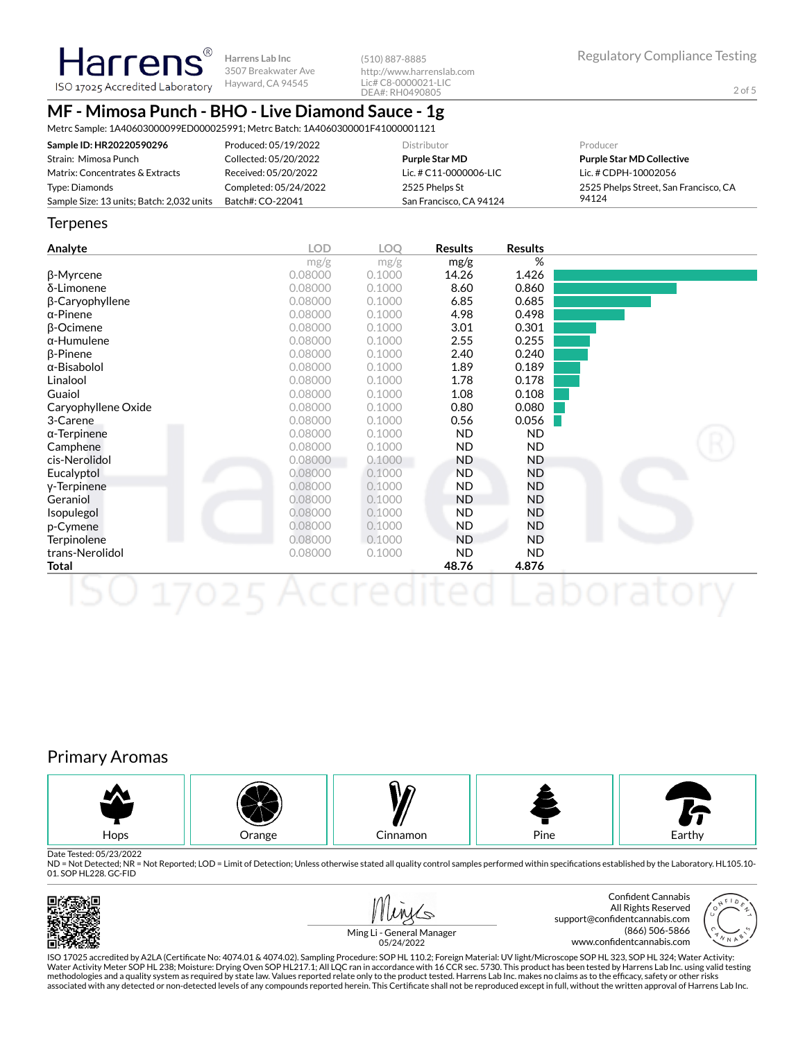Harrens®
ISO 17025 Accredited Laboratory

**Harrens Lab Inc**
3507 Breakwater Ave
Hayward, CA 94545

(510) 887-8885
http://www.harrenslab.com
Lic# C8-0000021-LIC
DEA#: RH0490805

Regulatory Compliance Testing

# MF - Mimosa Punch - BHO - Live Diamond Sauce - 1g

Metrc Sample: 1A40603000099ED000025991; Metrc Batch: 1A4060300001F41000001121

| **Sample ID: HR20220590296** | Produced: 05/19/2022 | Distributor | Producer |
|---|---|---|---|
| Strain: Mimosa Punch | Collected: 05/20/2022 | **Purple Star MD** | **Purple Star MD Collective** |
| Matrix: Concentrates & Extracts | Received: 05/20/2022 | Lic. # C11-0000006-LIC | Lic. # CDPH-10002056 |
| Type: Diamonds | Completed: 05/24/2022 | 2525 Phelps St | 2525 Phelps Street, San Francisco, CA 94124 |
| Sample Size: 13 units; Batch: 2,032 units | Batch#: CO-22041 | San Francisco, CA 94124 | |

## Terpenes

| Analyte | LOD mg/g | LOQ mg/g | Results mg/g | Results % |
|---|---|---|---|---|
| β-Myrcene | 0.08000 | 0.1000 | 14.26 | 1.426 |
| δ-Limonene | 0.08000 | 0.1000 | 8.60 | 0.860 |
| β-Caryophyllene | 0.08000 | 0.1000 | 6.85 | 0.685 |
| α-Pinene | 0.08000 | 0.1000 | 4.98 | 0.498 |
| β-Ocimene | 0.08000 | 0.1000 | 3.01 | 0.301 |
| α-Humulene | 0.08000 | 0.1000 | 2.55 | 0.255 |
| β-Pinene | 0.08000 | 0.1000 | 2.40 | 0.240 |
| α-Bisabolol | 0.08000 | 0.1000 | 1.89 | 0.189 |
| Linalool | 0.08000 | 0.1000 | 1.78 | 0.178 |
| Guaiol | 0.08000 | 0.1000 | 1.08 | 0.108 |
| Caryophyllene Oxide | 0.08000 | 0.1000 | 0.80 | 0.080 |
| 3-Carene | 0.08000 | 0.1000 | 0.56 | 0.056 |
| α-Terpinene | 0.08000 | 0.1000 | ND | ND |
| Camphene | 0.08000 | 0.1000 | ND | ND |
| cis-Nerolidol | 0.08000 | 0.1000 | ND | ND |
| Eucalyptol | 0.08000 | 0.1000 | ND | ND |
| γ-Terpinene | 0.08000 | 0.1000 | ND | ND |
| Geraniol | 0.08000 | 0.1000 | ND | ND |
| Isopulegol | 0.08000 | 0.1000 | ND | ND |
| p-Cymene | 0.08000 | 0.1000 | ND | ND |
| Terpinolene | 0.08000 | 0.1000 | ND | ND |
| trans-Nerolidol | 0.08000 | 0.1000 | ND | ND |
| **Total** | | | **48.76** | **4.876** |

## Primary Aromas

Hops | Orange | Cinnamon | Pine | Earthy

Date Tested: 05/23/2022
ND = Not Detected; NR = Not Reported; LOD = Limit of Detection; Unless otherwise stated all quality control samples performed within specifications established by the Laboratory. HL105.10-01. SOP HL228. GC-FID

Ming Li - General Manager
05/24/2022

Confident Cannabis
All Rights Reserved
support@confidentcannabis.com
(866) 506-5866
www.confidentcannabis.com

ISO 17025 accredited by A2LA (Certificate No: 4074.01 & 4074.02). Sampling Procedure: SOP HL 110.2; Foreign Material: UV light/Microscope SOP HL 323, SOP HL 324; Water Activity: Water Activity Meter SOP HL 238; Moisture: Drying Oven SOP HL217.1; All LQC ran in accordance with 16 CCR sec. 5730. This product has been tested by Harrens Lab Inc. using valid testing methodologies and a quality system as required by state law. Values reported relate only to the product tested. Harrens Lab Inc. makes no claims as to the efficacy, safety or other risks associated with any detected or non-detected levels of any compounds reported herein. This Certificate shall not be reproduced except in full, without the written approval of Harrens Lab Inc.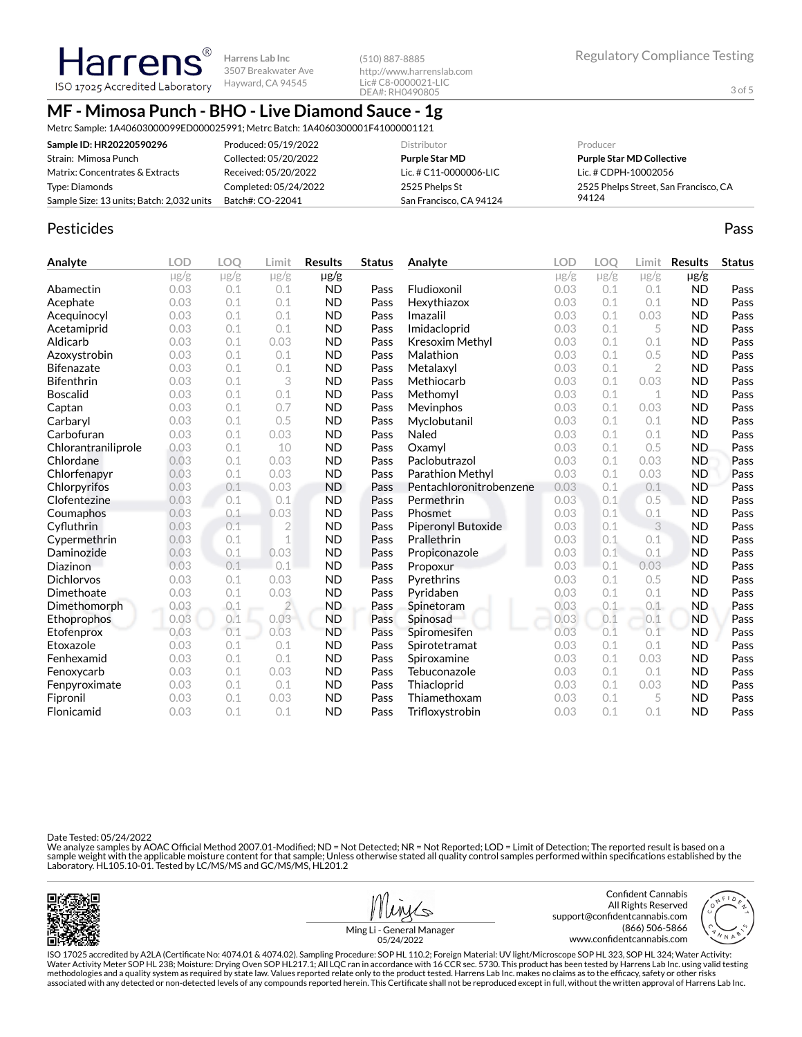Harrens Lab Inc
3507 Breakwater Ave
Hayward, CA 94545

(510) 887-8885
http://www.harrenslab.com
Lic# C8-0000021-LIC
DEA#: RH0490805

Regulatory Compliance Testing

ISO 17025 Accredited Laboratory

# MF - Mimosa Punch - BHO - Live Diamond Sauce - 1g

Metrc Sample: 1A40603000099ED000025991; Metrc Batch: 1A4060300001F41000001121

| | | Distributor | Producer |
|---|---|---|---|
| **Sample ID: HR20220590296** | Produced: 05/19/2022 | **Purple Star MD** | **Purple Star MD Collective** |
| Strain: Mimosa Punch | Collected: 05/20/2022 | Lic. # C11-0000006-LIC | Lic. # CDPH-10002056 |
| Matrix: Concentrates & Extracts | Received: 05/20/2022 | 2525 Phelps St | 2525 Phelps Street, San Francisco, CA 94124 |
| Type: Diamonds | Completed: 05/24/2022 | San Francisco, CA 94124 | |
| Sample Size: 13 units; Batch: 2,032 units | Batch#: CO-22041 | | |

## Pesticides

Pass

| Analyte | LOD | LOQ | Limit | Results | Status | Analyte | LOD | LOQ | Limit | Results | Status |
|---|---|---|---|---|---|---|---|---|---|---|---|
| | µg/g | µg/g | µg/g | µg/g | | | µg/g | µg/g | µg/g | µg/g | |
| Abamectin | 0.03 | 0.1 | 0.1 | ND | Pass | Fludioxonil | 0.03 | 0.1 | 0.1 | ND | Pass |
| Acephate | 0.03 | 0.1 | 0.1 | ND | Pass | Hexythiazox | 0.03 | 0.1 | 0.1 | ND | Pass |
| Acequinocyl | 0.03 | 0.1 | 0.1 | ND | Pass | Imazalil | 0.03 | 0.1 | 0.03 | ND | Pass |
| Acetamiprid | 0.03 | 0.1 | 0.1 | ND | Pass | Imidacloprid | 0.03 | 0.1 | 5 | ND | Pass |
| Aldicarb | 0.03 | 0.1 | 0.03 | ND | Pass | Kresoxim Methyl | 0.03 | 0.1 | 0.1 | ND | Pass |
| Azoxystrobin | 0.03 | 0.1 | 0.1 | ND | Pass | Malathion | 0.03 | 0.1 | 0.5 | ND | Pass |
| Bifenazate | 0.03 | 0.1 | 0.1 | ND | Pass | Metalaxyl | 0.03 | 0.1 | 2 | ND | Pass |
| Bifenthrin | 0.03 | 0.1 | 3 | ND | Pass | Methiocarb | 0.03 | 0.1 | 0.03 | ND | Pass |
| Boscalid | 0.03 | 0.1 | 0.1 | ND | Pass | Methomyl | 0.03 | 0.1 | 1 | ND | Pass |
| Captan | 0.03 | 0.1 | 0.7 | ND | Pass | Mevinphos | 0.03 | 0.1 | 0.03 | ND | Pass |
| Carbaryl | 0.03 | 0.1 | 0.5 | ND | Pass | Myclobutanil | 0.03 | 0.1 | 0.1 | ND | Pass |
| Carbofuran | 0.03 | 0.1 | 0.03 | ND | Pass | Naled | 0.03 | 0.1 | 0.1 | ND | Pass |
| Chlorantraniliprole | 0.03 | 0.1 | 10 | ND | Pass | Oxamyl | 0.03 | 0.1 | 0.5 | ND | Pass |
| Chlordane | 0.03 | 0.1 | 0.03 | ND | Pass | Paclobutrazol | 0.03 | 0.1 | 0.03 | ND | Pass |
| Chlorfenapyr | 0.03 | 0.1 | 0.03 | ND | Pass | Parathion Methyl | 0.03 | 0.1 | 0.03 | ND | Pass |
| Chlorpyrifos | 0.03 | 0.1 | 0.03 | ND | Pass | Pentachloronitrobenzene | 0.03 | 0.1 | 0.1 | ND | Pass |
| Clofentezine | 0.03 | 0.1 | 0.1 | ND | Pass | Permethrin | 0.03 | 0.1 | 0.5 | ND | Pass |
| Coumaphos | 0.03 | 0.1 | 0.03 | ND | Pass | Phosmet | 0.03 | 0.1 | 0.1 | ND | Pass |
| Cyfluthrin | 0.03 | 0.1 | 2 | ND | Pass | Piperonyl Butoxide | 0.03 | 0.1 | 3 | ND | Pass |
| Cypermethrin | 0.03 | 0.1 | 1 | ND | Pass | Prallethrin | 0.03 | 0.1 | 0.1 | ND | Pass |
| Daminozide | 0.03 | 0.1 | 0.03 | ND | Pass | Propiconazole | 0.03 | 0.1 | 0.1 | ND | Pass |
| Diazinon | 0.03 | 0.1 | 0.1 | ND | Pass | Propoxur | 0.03 | 0.1 | 0.03 | ND | Pass |
| Dichlorvos | 0.03 | 0.1 | 0.03 | ND | Pass | Pyrethrins | 0.03 | 0.1 | 0.5 | ND | Pass |
| Dimethoate | 0.03 | 0.1 | 0.03 | ND | Pass | Pyridaben | 0.03 | 0.1 | 0.1 | ND | Pass |
| Dimethomorph | 0.03 | 0.1 | 2 | ND | Pass | Spinetoram | 0.03 | 0.1 | 0.1 | ND | Pass |
| Ethoprophos | 0.03 | 0.1 | 0.03 | ND | Pass | Spinosad | 0.03 | 0.1 | 0.1 | ND | Pass |
| Etofenprox | 0.03 | 0.1 | 0.03 | ND | Pass | Spiromesifen | 0.03 | 0.1 | 0.1 | ND | Pass |
| Etoxazole | 0.03 | 0.1 | 0.1 | ND | Pass | Spirotetramat | 0.03 | 0.1 | 0.1 | ND | Pass |
| Fenhexamid | 0.03 | 0.1 | 0.1 | ND | Pass | Spiroxamine | 0.03 | 0.1 | 0.03 | ND | Pass |
| Fenoxycarb | 0.03 | 0.1 | 0.03 | ND | Pass | Tebuconazole | 0.03 | 0.1 | 0.1 | ND | Pass |
| Fenpyroximate | 0.03 | 0.1 | 0.1 | ND | Pass | Thiacloprid | 0.03 | 0.1 | 0.03 | ND | Pass |
| Fipronil | 0.03 | 0.1 | 0.03 | ND | Pass | Thiamethoxam | 0.03 | 0.1 | 5 | ND | Pass |
| Flonicamid | 0.03 | 0.1 | 0.1 | ND | Pass | Trifloxystrobin | 0.03 | 0.1 | 0.1 | ND | Pass |

Date Tested: 05/24/2022
We analyze samples by AOAC Official Method 2007.01-Modified; ND = Not Detected; NR = Not Reported; LOD = Limit of Detection; The reported result is based on a sample weight with the applicable moisture content for that sample; Unless otherwise stated all quality control samples performed within specifications established by the Laboratory. HL105.10-01. Tested by LC/MS/MS and GC/MS/MS, HL201.2

Ming Li - General Manager
05/24/2022

Confident Cannabis
All Rights Reserved
support@confidentcannabis.com
(866) 506-5866
www.confidentcannabis.com

ISO 17025 accredited by A2LA (Certificate No: 4074.01 & 4074.02). Sampling Procedure: SOP HL 110.2; Foreign Material: UV light/Microscope SOP HL 323, SOP HL 324; Water Activity: Water Activity Meter SOP HL 238; Moisture: Drying Oven SOP HL217.1; All LQC ran in accordance with 16 CCR sec. 5730. This product has been tested by Harrens Lab Inc. using valid testing methodologies and a quality system as required by state law. Values reported relate only to the product tested. Harrens Lab Inc. makes no claims as to the efficacy, safety or other risks associated with any detected or non-detected levels of any compounds reported herein. This Certificate shall not be reproduced except in full, without the written approval of Harrens Lab Inc.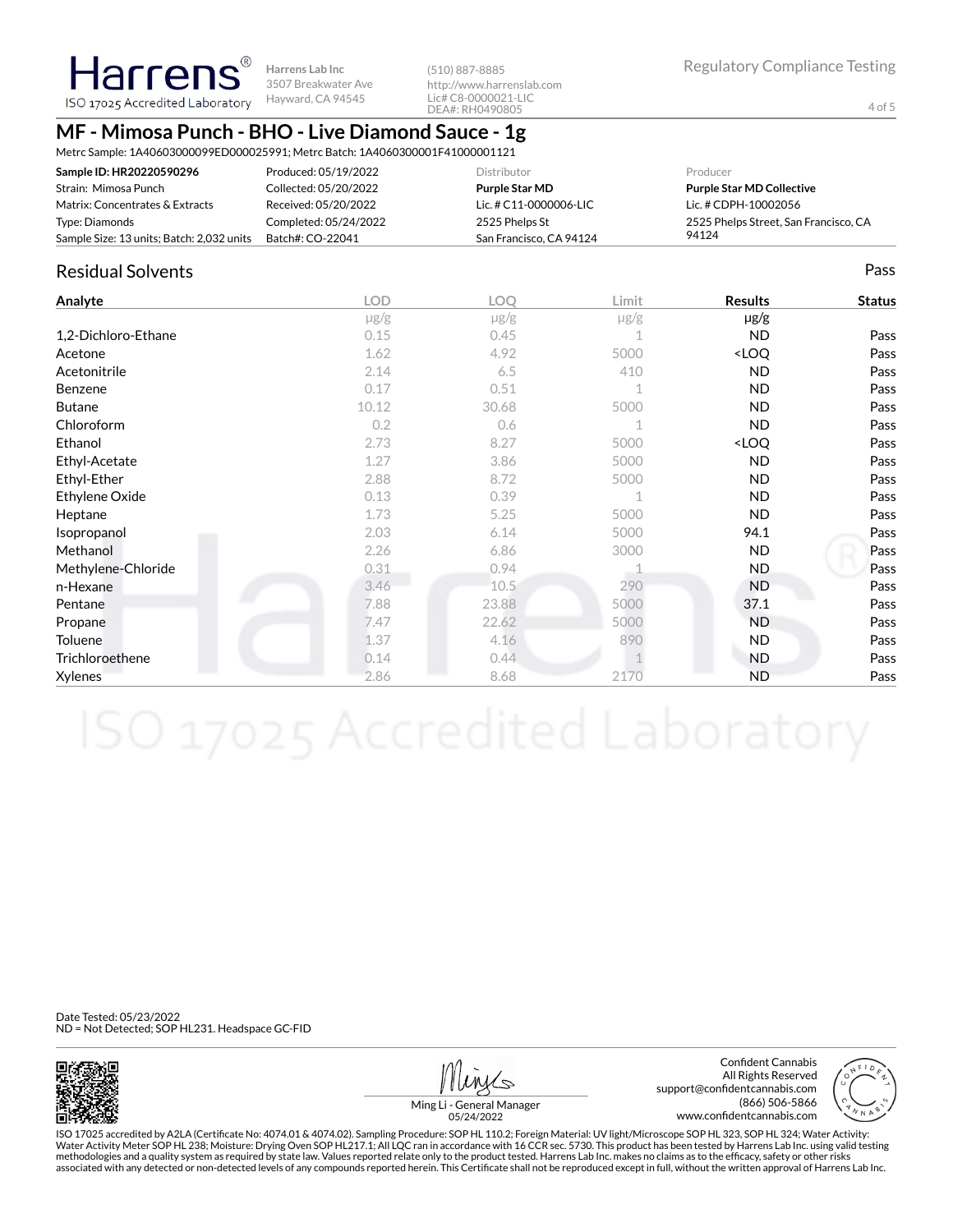Harrens ISO 17025 Accredited Laboratory

Harrens Lab Inc
3507 Breakwater Ave
Hayward, CA 94545

(510) 887-8885
http://www.harrenslab.com
Lic# C8-0000021-LIC
DEA#: RH0490805

Regulatory Compliance Testing

# MF - Mimosa Punch - BHO - Live Diamond Sauce - 1g

Metrc Sample: 1A40603000099ED000025991; Metrc Batch: 1A4060300001F41000001121

| | | Distributor | Producer |
|---|---|---|---|
| **Sample ID: HR20220590296** | Produced: 05/19/2022 | **Purple Star MD** | **Purple Star MD Collective** |
| Strain: Mimosa Punch | Collected: 05/20/2022 | Lic. # C11-0000006-LIC | Lic. # CDPH-10002056 |
| Matrix: Concentrates & Extracts | Received: 05/20/2022 | 2525 Phelps St | 2525 Phelps Street, San Francisco, CA 94124 |
| Type: Diamonds | Completed: 05/24/2022 | San Francisco, CA 94124 | |
| Sample Size: 13 units; Batch: 2,032 units | Batch#: CO-22041 | | |

## Residual Solvents

Pass

| Analyte | LOD | LOQ | Limit | Results | Status |
|---|---|---|---|---|---|
| | µg/g | µg/g | µg/g | µg/g | |
| 1,2-Dichloro-Ethane | 0.15 | 0.45 | 1 | ND | Pass |
| Acetone | 1.62 | 4.92 | 5000 | <LOQ | Pass |
| Acetonitrile | 2.14 | 6.5 | 410 | ND | Pass |
| Benzene | 0.17 | 0.51 | 1 | ND | Pass |
| Butane | 10.12 | 30.68 | 5000 | ND | Pass |
| Chloroform | 0.2 | 0.6 | 1 | ND | Pass |
| Ethanol | 2.73 | 8.27 | 5000 | <LOQ | Pass |
| Ethyl-Acetate | 1.27 | 3.86 | 5000 | ND | Pass |
| Ethyl-Ether | 2.88 | 8.72 | 5000 | ND | Pass |
| Ethylene Oxide | 0.13 | 0.39 | 1 | ND | Pass |
| Heptane | 1.73 | 5.25 | 5000 | ND | Pass |
| Isopropanol | 2.03 | 6.14 | 5000 | 94.1 | Pass |
| Methanol | 2.26 | 6.86 | 3000 | ND | Pass |
| Methylene-Chloride | 0.31 | 0.94 | 1 | ND | Pass |
| n-Hexane | 3.46 | 10.5 | 290 | ND | Pass |
| Pentane | 7.88 | 23.88 | 5000 | 37.1 | Pass |
| Propane | 7.47 | 22.62 | 5000 | ND | Pass |
| Toluene | 1.37 | 4.16 | 890 | ND | Pass |
| Trichloroethene | 0.14 | 0.44 | 1 | ND | Pass |
| Xylenes | 2.86 | 8.68 | 2170 | ND | Pass |

Date Tested: 05/23/2022
ND = Not Detected; SOP HL231. Headspace GC-FID

Ming Li - General Manager
05/24/2022

Confident Cannabis
All Rights Reserved
support@confidentcannabis.com
(866) 506-5866
www.confidentcannabis.com

ISO 17025 accredited by A2LA (Certificate No: 4074.01 & 4074.02). Sampling Procedure: SOP HL 110.2; Foreign Material: UV light/Microscope SOP HL 323, SOP HL 324; Water Activity: Water Activity Meter SOP HL 238; Moisture: Drying Oven SOP HL217.1; All LQC ran in accordance with 16 CCR sec. 5730. This product has been tested by Harrens Lab Inc. using valid testing methodologies and a quality system as required by state law. Values reported relate only to the product tested. Harrens Lab Inc. makes no claims as to the efficacy, safety or other risks associated with any detected or non-detected levels of any compounds reported herein. This Certificate shall not be reproduced except in full, without the written approval of Harrens Lab Inc.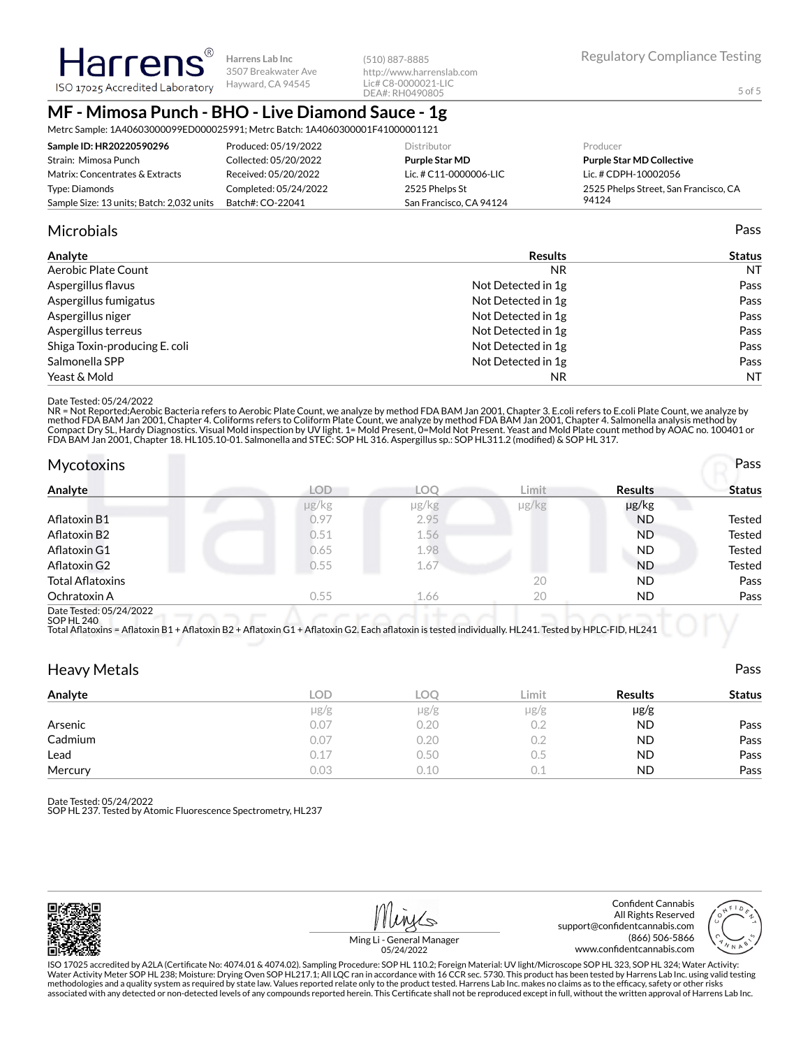Harrens®
ISO 17025 Accredited Laboratory

Harrens Lab Inc
3507 Breakwater Ave
Hayward, CA 94545

(510) 887-8885
http://www.harrenslab.com
Lic# C8-0000021-LIC
DEA#: RH0490805

Regulatory Compliance Testing

# MF - Mimosa Punch - BHO - Live Diamond Sauce - 1g

Metrc Sample: 1A40603000099ED000025991; Metrc Batch: 1A4060300001F41000001121

| | | Distributor | Producer |
|---|---|---|---|
| **Sample ID: HR20220590296** | Produced: 05/19/2022 | **Purple Star MD** | **Purple Star MD Collective** |
| Strain: Mimosa Punch | Collected: 05/20/2022 | Lic. # C11-0000006-LIC | Lic. # CDPH-10002056 |
| Matrix: Concentrates & Extracts | Received: 05/20/2022 | 2525 Phelps St | 2525 Phelps Street, San Francisco, CA 94124 |
| Type: Diamonds | Completed: 05/24/2022 | San Francisco, CA 94124 | |
| Sample Size: 13 units; Batch: 2,032 units | Batch#: CO-22041 | | |

## Microbials

Pass

| Analyte | Results | Status |
|---|---|---|
| Aerobic Plate Count | NR | NT |
| Aspergillus flavus | Not Detected in 1g | Pass |
| Aspergillus fumigatus | Not Detected in 1g | Pass |
| Aspergillus niger | Not Detected in 1g | Pass |
| Aspergillus terreus | Not Detected in 1g | Pass |
| Shiga Toxin-producing E. coli | Not Detected in 1g | Pass |
| Salmonella SPP | Not Detected in 1g | Pass |
| Yeast & Mold | NR | NT |

Date Tested: 05/24/2022
NR = Not Reported;Aerobic Bacteria refers to Aerobic Plate Count, we analyze by method FDA BAM Jan 2001, Chapter 3. E.coli refers to E.coli Plate Count, we analyze by method FDA BAM Jan 2001, Chapter 4. Coliforms refers to Coliform Plate Count, we analyze by method FDA BAM Jan 2001, Chapter 4. Salmonella analysis method by Compact Dry SL, Hardy Diagnostics. Visual Mold inspection by UV light. 1= Mold Present, 0=Mold Not Present. Yeast and Mold Plate count method by AOAC no. 100401 or FDA BAM Jan 2001, Chapter 18. HL105.10-01. Salmonella and STEC: SOP HL 316. Aspergillus sp.: SOP HL311.2 (modified) & SOP HL 317.

## Mycotoxins

Pass

| Analyte | LOD | LOQ | Limit | Results | Status |
|---|---|---|---|---|---|
| | μg/kg | μg/kg | μg/kg | μg/kg | |
| Aflatoxin B1 | 0.97 | 2.95 | | ND | Tested |
| Aflatoxin B2 | 0.51 | 1.56 | | ND | Tested |
| Aflatoxin G1 | 0.65 | 1.98 | | ND | Tested |
| Aflatoxin G2 | 0.55 | 1.67 | | ND | Tested |
| Total Aflatoxins | | | 20 | ND | Pass |
| Ochratoxin A | 0.55 | 1.66 | 20 | ND | Pass |

Date Tested: 05/24/2022
SOP HL 240
Total Aflatoxins = Aflatoxin B1 + Aflatoxin B2 + Aflatoxin G1 + Aflatoxin G2. Each aflatoxin is tested individually. HL241. Tested by HPLC-FID, HL241

## Heavy Metals

Pass

| Analyte | LOD | LOQ | Limit | Results | Status |
|---|---|---|---|---|---|
| | μg/g | μg/g | μg/g | μg/g | |
| Arsenic | 0.07 | 0.20 | 0.2 | ND | Pass |
| Cadmium | 0.07 | 0.20 | 0.2 | ND | Pass |
| Lead | 0.17 | 0.50 | 0.5 | ND | Pass |
| Mercury | 0.03 | 0.10 | 0.1 | ND | Pass |

Date Tested: 05/24/2022
SOP HL 237. Tested by Atomic Fluorescence Spectrometry, HL237

Ming Li - General Manager
05/24/2022

Confident Cannabis
All Rights Reserved
support@confidentcannabis.com
(866) 506-5866
www.confidentcannabis.com

ISO 17025 accredited by A2LA (Certificate No: 4074.01 & 4074.02). Sampling Procedure: SOP HL 110.2; Foreign Material: UV light/Microscope SOP HL 323, SOP HL 324; Water Activity: Water Activity Meter SOP HL 238; Moisture: Drying Oven SOP HL217.1; All LQC ran in accordance with 16 CCR sec. 5730. This product has been tested by Harrens Lab Inc. using valid testing methodologies and a quality system as required by state law. Values reported relate only to the product tested. Harrens Lab Inc. makes no claims as to the efficacy, safety or other risks associated with any detected or non-detected levels of any compounds reported herein. This Certificate shall not be reproduced except in full, without the written approval of Harrens Lab Inc.